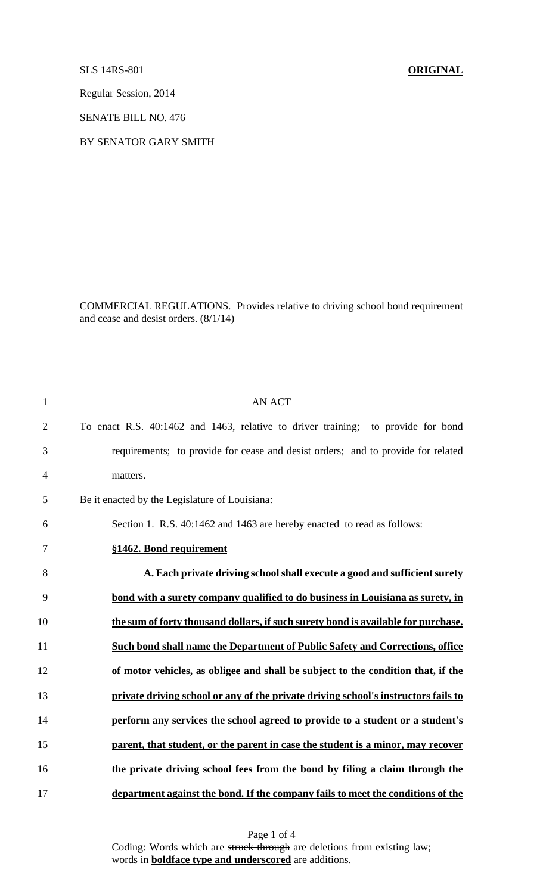SLS 14RS-801 **ORIGINAL**

Regular Session, 2014

SENATE BILL NO. 476

BY SENATOR GARY SMITH

COMMERCIAL REGULATIONS. Provides relative to driving school bond requirement and cease and desist orders. (8/1/14)

AN ACT

To enact R.S. 40:1462 and 1463, relative to driver training; to provide for bond requirements; to provide for cease and desist orders; and to provide for related matters.

Be it enacted by the Legislature of Louisiana:

Section 1. R.S. 40:1462 and 1463 are hereby enacted to read as follows:

**§1462. Bond requirement**

**A. Each private driving school shall execute a good and sufficient surety bond with a surety company qualified to do business in Louisiana as surety, in the sum of forty thousand dollars, if such surety bond is available for purchase. Such bond shall name the Department of Public Safety and Corrections, office of motor vehicles, as obligee and shall be subject to the condition that, if the private driving school or any of the private driving school's instructors fails to perform any services the school agreed to provide to a student or a student's parent, that student, or the parent in case the student is a minor, may recover the private driving school fees from the bond by filing a claim through the department against the bond. If the company fails to meet the conditions of the**

Coding: Words which are ~~struck through~~ are deletions from existing law; words in **boldface type and underscored** are additions.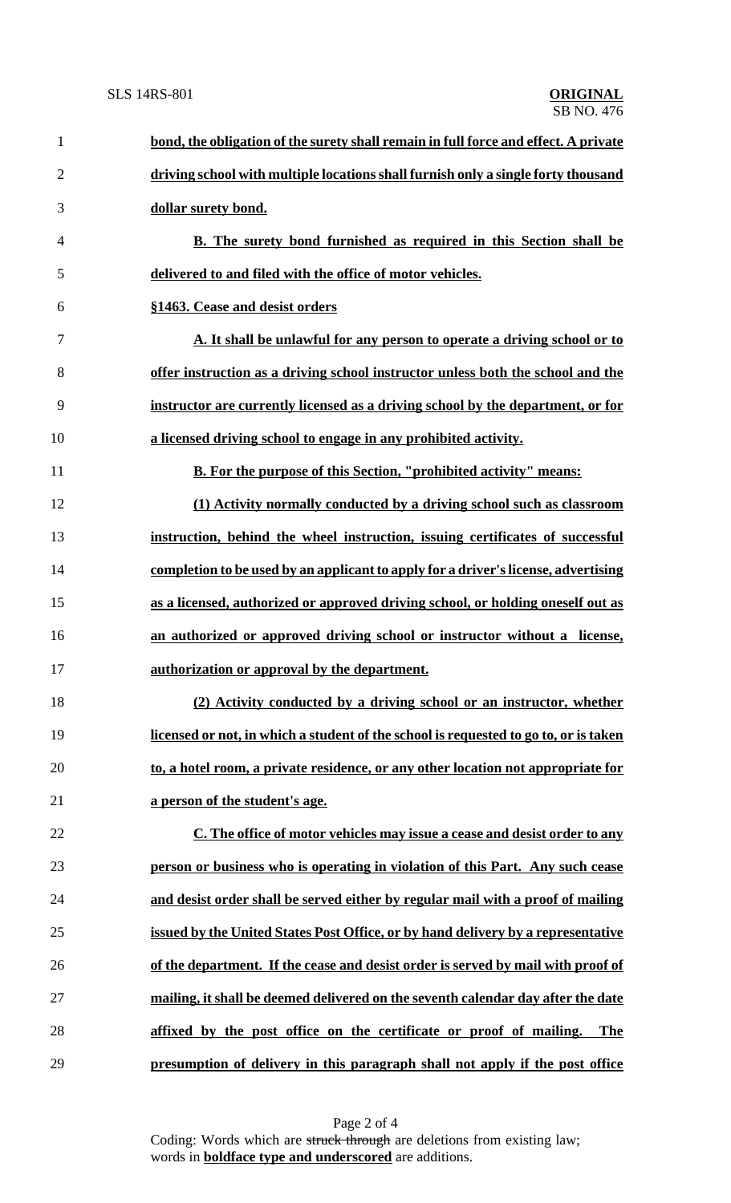**bond, the obligation of the surety shall remain in full force and effect. A private driving school with multiple locations shall furnish only a single forty thousand dollar surety bond.**

**B. The surety bond furnished as required in this Section shall be delivered to and filed with the office of motor vehicles.**

**§1463. Cease and desist orders**

**A. It shall be unlawful for any person to operate a driving school or to offer instruction as a driving school instructor unless both the school and the instructor are currently licensed as a driving school by the department, or for a licensed driving school to engage in any prohibited activity.**

**B. For the purpose of this Section, "prohibited activity" means:**

**(1) Activity normally conducted by a driving school such as classroom instruction, behind the wheel instruction, issuing certificates of successful completion to be used by an applicant to apply for a driver's license, advertising as a licensed, authorized or approved driving school, or holding oneself out as an authorized or approved driving school or instructor without a license, authorization or approval by the department.**

**(2) Activity conducted by a driving school or an instructor, whether licensed or not, in which a student of the school is requested to go to, or is taken to, a hotel room, a private residence, or any other location not appropriate for a person of the student's age.**

**C. The office of motor vehicles may issue a cease and desist order to any person or business who is operating in violation of this Part. Any such cease and desist order shall be served either by regular mail with a proof of mailing issued by the United States Post Office, or by hand delivery by a representative of the department. If the cease and desist order is served by mail with proof of mailing, it shall be deemed delivered on the seventh calendar day after the date affixed by the post office on the certificate or proof of mailing. The presumption of delivery in this paragraph shall not apply if the post office**

Coding: Words which are ~~struck through~~ are deletions from existing law; words in **boldface type and underscored** are additions.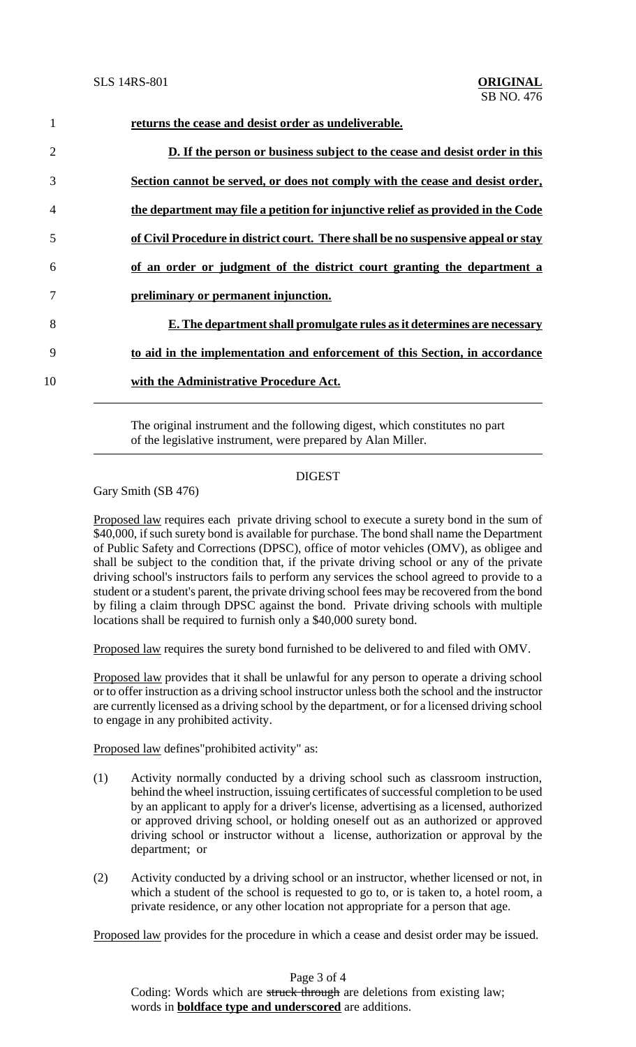1 **returns the cease and desist order as undeliverable.**

2 **D. If the person or business subject to the cease and desist order in this**

3 **Section cannot be served, or does not comply with the cease and desist order,**

4 **the department may file a petition for injunctive relief as provided in the Code**

5 **of Civil Procedure in district court. There shall be no suspensive appeal or stay**

6 **of an order or judgment of the district court granting the department a**

7 **preliminary or permanent injunction.**

8 **E. The department shall promulgate rules as it determines are necessary**

9 **to aid in the implementation and enforcement of this Section, in accordance**

10 **with the Administrative Procedure Act.**

---

The original instrument and the following digest, which constitutes no part of the legislative instrument, were prepared by Alan Miller.

---

## DIGEST

Gary Smith (SB 476)

Proposed law requires each private driving school to execute a surety bond in the sum of \$40,000, if such surety bond is available for purchase. The bond shall name the Department of Public Safety and Corrections (DPSC), office of motor vehicles (OMV), as obligee and shall be subject to the condition that, if the private driving school or any of the private driving school's instructors fails to perform any services the school agreed to provide to a student or a student's parent, the private driving school fees may be recovered from the bond by filing a claim through DPSC against the bond. Private driving schools with multiple locations shall be required to furnish only a \$40,000 surety bond.

Proposed law requires the surety bond furnished to be delivered to and filed with OMV.

Proposed law provides that it shall be unlawful for any person to operate a driving school or to offer instruction as a driving school instructor unless both the school and the instructor are currently licensed as a driving school by the department, or for a licensed driving school to engage in any prohibited activity.

Proposed law defines"prohibited activity" as:

(1) Activity normally conducted by a driving school such as classroom instruction, behind the wheel instruction, issuing certificates of successful completion to be used by an applicant to apply for a driver's license, advertising as a licensed, authorized or approved driving school, or holding oneself out as an authorized or approved driving school or instructor without a license, authorization or approval by the department; or

(2) Activity conducted by a driving school or an instructor, whether licensed or not, in which a student of the school is requested to go to, or is taken to, a hotel room, a private residence, or any other location not appropriate for a person that age.

Proposed law provides for the procedure in which a cease and desist order may be issued.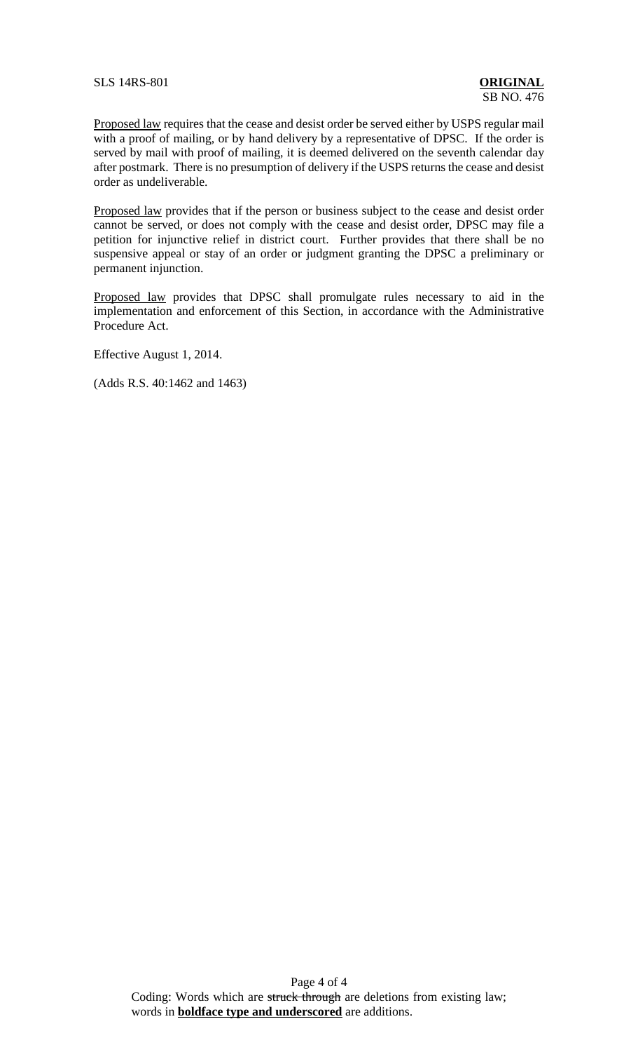Proposed law requires that the cease and desist order be served either by USPS regular mail with a proof of mailing, or by hand delivery by a representative of DPSC. If the order is served by mail with proof of mailing, it is deemed delivered on the seventh calendar day after postmark. There is no presumption of delivery if the USPS returns the cease and desist order as undeliverable.

Proposed law provides that if the person or business subject to the cease and desist order cannot be served, or does not comply with the cease and desist order, DPSC may file a petition for injunctive relief in district court. Further provides that there shall be no suspensive appeal or stay of an order or judgment granting the DPSC a preliminary or permanent injunction.

Proposed law provides that DPSC shall promulgate rules necessary to aid in the implementation and enforcement of this Section, in accordance with the Administrative Procedure Act.

Effective August 1, 2014.

(Adds R.S. 40:1462 and 1463)

Coding: Words which are ~~struck through~~ are deletions from existing law; words in **boldface type and underscored** are additions.